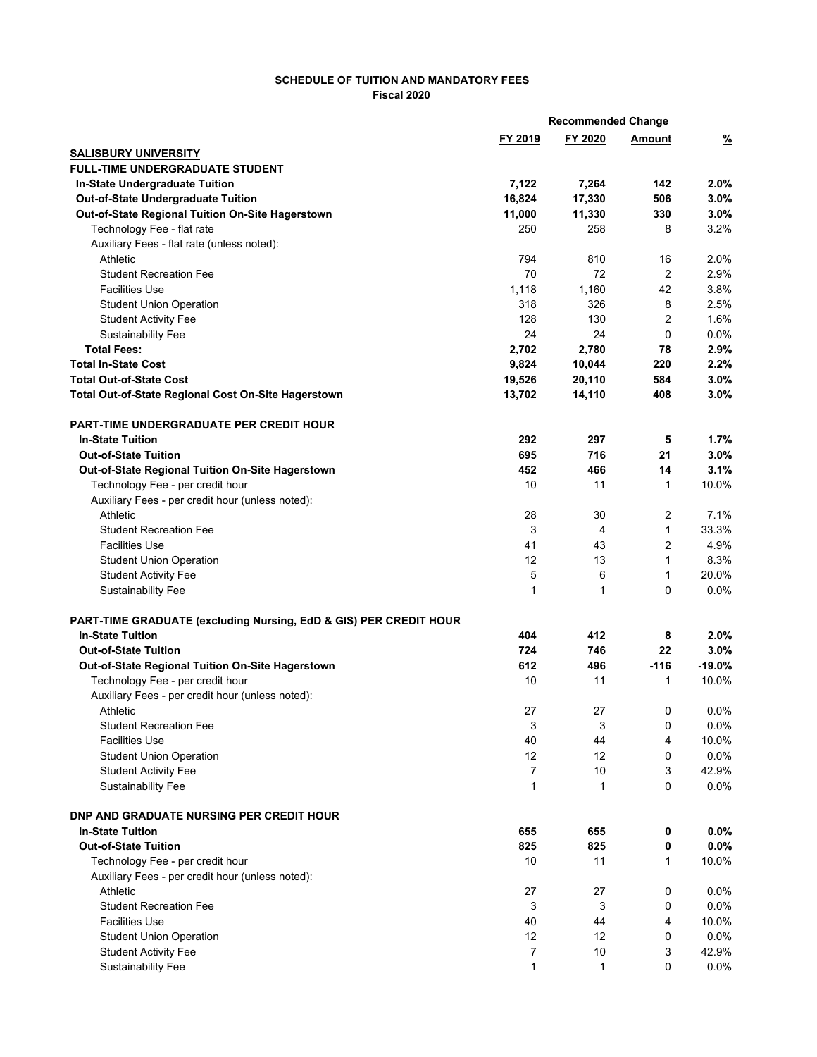**SCHEDULE OF TUITION AND MANDATORY FEES**
**Fiscal 2020**

| | | | Recommended Change | |
|---|---|---|---|---|
| | FY 2019 | FY 2020 | Amount | % |
| **SALISBURY UNIVERSITY** | | | | |
| **FULL-TIME UNDERGRADUATE STUDENT** | | | | |
| **In-State Undergraduate Tuition** | **7,122** | **7,264** | **142** | **2.0%** |
| **Out-of-State Undergraduate Tuition** | **16,824** | **17,330** | **506** | **3.0%** |
| **Out-of-State Regional Tuition On-Site Hagerstown** | **11,000** | **11,330** | **330** | **3.0%** |
| Technology Fee - flat rate | 250 | 258 | 8 | 3.2% |
| Auxiliary Fees - flat rate (unless noted): | | | | |
| Athletic | 794 | 810 | 16 | 2.0% |
| Student Recreation Fee | 70 | 72 | 2 | 2.9% |
| Facilities Use | 1,118 | 1,160 | 42 | 3.8% |
| Student Union Operation | 318 | 326 | 8 | 2.5% |
| Student Activity Fee | 128 | 130 | 2 | 1.6% |
| Sustainability Fee | 24 | 24 | 0 | 0.0% |
| **Total Fees:** | **2,702** | **2,780** | **78** | **2.9%** |
| **Total In-State Cost** | **9,824** | **10,044** | **220** | **2.2%** |
| **Total Out-of-State Cost** | **19,526** | **20,110** | **584** | **3.0%** |
| **Total Out-of-State Regional Cost On-Site Hagerstown** | **13,702** | **14,110** | **408** | **3.0%** |
| | | | | |
| **PART-TIME UNDERGRADUATE PER CREDIT HOUR** | | | | |
| **In-State Tuition** | **292** | **297** | **5** | **1.7%** |
| **Out-of-State Tuition** | **695** | **716** | **21** | **3.0%** |
| **Out-of-State Regional Tuition On-Site Hagerstown** | **452** | **466** | **14** | **3.1%** |
| Technology Fee - per credit hour | 10 | 11 | 1 | 10.0% |
| Auxiliary Fees - per credit hour (unless noted): | | | | |
| Athletic | 28 | 30 | 2 | 7.1% |
| Student Recreation Fee | 3 | 4 | 1 | 33.3% |
| Facilities Use | 41 | 43 | 2 | 4.9% |
| Student Union Operation | 12 | 13 | 1 | 8.3% |
| Student Activity Fee | 5 | 6 | 1 | 20.0% |
| Sustainability Fee | 1 | 1 | 0 | 0.0% |
| | | | | |
| **PART-TIME GRADUATE (excluding Nursing, EdD & GIS) PER CREDIT HOUR** | | | | |
| **In-State Tuition** | **404** | **412** | **8** | **2.0%** |
| **Out-of-State Tuition** | **724** | **746** | **22** | **3.0%** |
| **Out-of-State Regional Tuition On-Site Hagerstown** | **612** | **496** | **-116** | **-19.0%** |
| Technology Fee - per credit hour | 10 | 11 | 1 | 10.0% |
| Auxiliary Fees - per credit hour (unless noted): | | | | |
| Athletic | 27 | 27 | 0 | 0.0% |
| Student Recreation Fee | 3 | 3 | 0 | 0.0% |
| Facilities Use | 40 | 44 | 4 | 10.0% |
| Student Union Operation | 12 | 12 | 0 | 0.0% |
| Student Activity Fee | 7 | 10 | 3 | 42.9% |
| Sustainability Fee | 1 | 1 | 0 | 0.0% |
| | | | | |
| **DNP AND GRADUATE NURSING PER CREDIT HOUR** | | | | |
| **In-State Tuition** | **655** | **655** | **0** | **0.0%** |
| **Out-of-State Tuition** | **825** | **825** | **0** | **0.0%** |
| Technology Fee - per credit hour | 10 | 11 | 1 | 10.0% |
| Auxiliary Fees - per credit hour (unless noted): | | | | |
| Athletic | 27 | 27 | 0 | 0.0% |
| Student Recreation Fee | 3 | 3 | 0 | 0.0% |
| Facilities Use | 40 | 44 | 4 | 10.0% |
| Student Union Operation | 12 | 12 | 0 | 0.0% |
| Student Activity Fee | 7 | 10 | 3 | 42.9% |
| Sustainability Fee | 1 | 1 | 0 | 0.0% |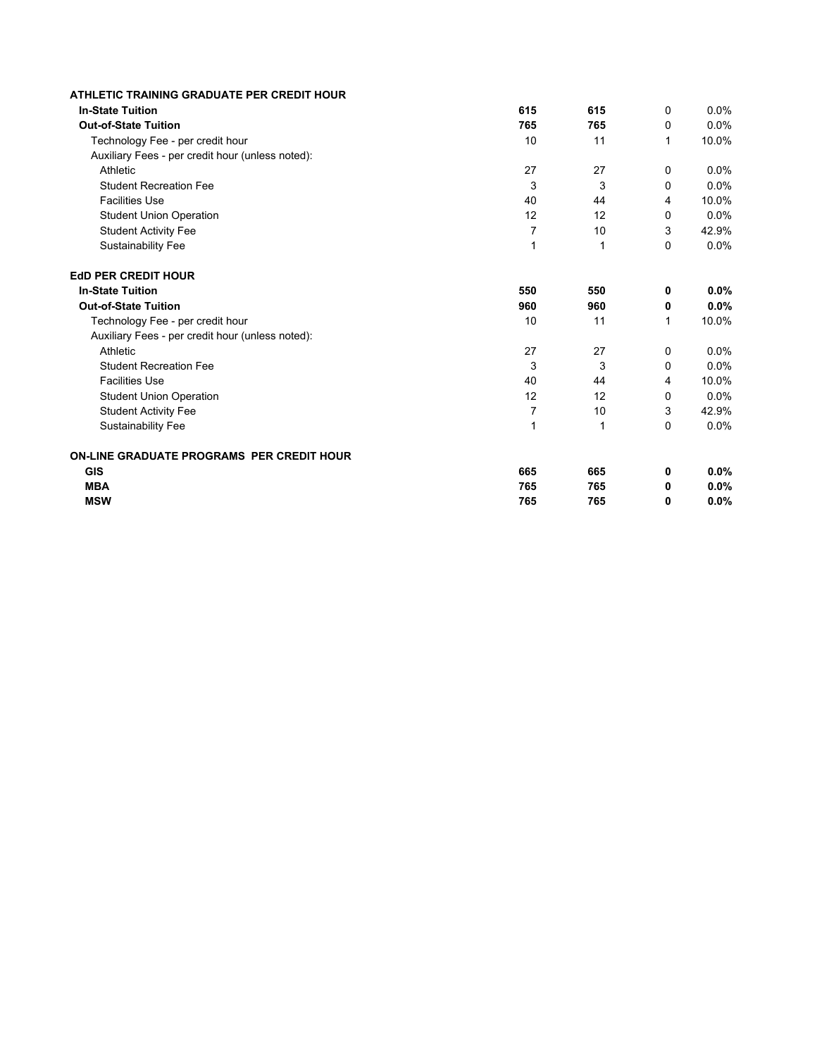| | | | | |
|---|---|---|---|---|
| **ATHLETIC TRAINING GRADUATE PER CREDIT HOUR** | | | | |
| **In-State Tuition** | **615** | **615** | 0 | 0.0% |
| **Out-of-State Tuition** | **765** | **765** | 0 | 0.0% |
| Technology Fee - per credit hour | 10 | 11 | 1 | 10.0% |
| Auxiliary Fees - per credit hour (unless noted): | | | | |
| Athletic | 27 | 27 | 0 | 0.0% |
| Student Recreation Fee | 3 | 3 | 0 | 0.0% |
| Facilities Use | 40 | 44 | 4 | 10.0% |
| Student Union Operation | 12 | 12 | 0 | 0.0% |
| Student Activity Fee | 7 | 10 | 3 | 42.9% |
| Sustainability Fee | 1 | 1 | 0 | 0.0% |
| | | | | |
| **EdD PER CREDIT HOUR** | | | | |
| **In-State Tuition** | **550** | **550** | **0** | **0.0%** |
| **Out-of-State Tuition** | **960** | **960** | **0** | **0.0%** |
| Technology Fee - per credit hour | 10 | 11 | 1 | 10.0% |
| Auxiliary Fees - per credit hour (unless noted): | | | | |
| Athletic | 27 | 27 | 0 | 0.0% |
| Student Recreation Fee | 3 | 3 | 0 | 0.0% |
| Facilities Use | 40 | 44 | 4 | 10.0% |
| Student Union Operation | 12 | 12 | 0 | 0.0% |
| Student Activity Fee | 7 | 10 | 3 | 42.9% |
| Sustainability Fee | 1 | 1 | 0 | 0.0% |
| | | | | |
| **ON-LINE GRADUATE PROGRAMS PER CREDIT HOUR** | | | | |
| **GIS** | **665** | **665** | **0** | **0.0%** |
| **MBA** | **765** | **765** | **0** | **0.0%** |
| **MSW** | **765** | **765** | **0** | **0.0%** |